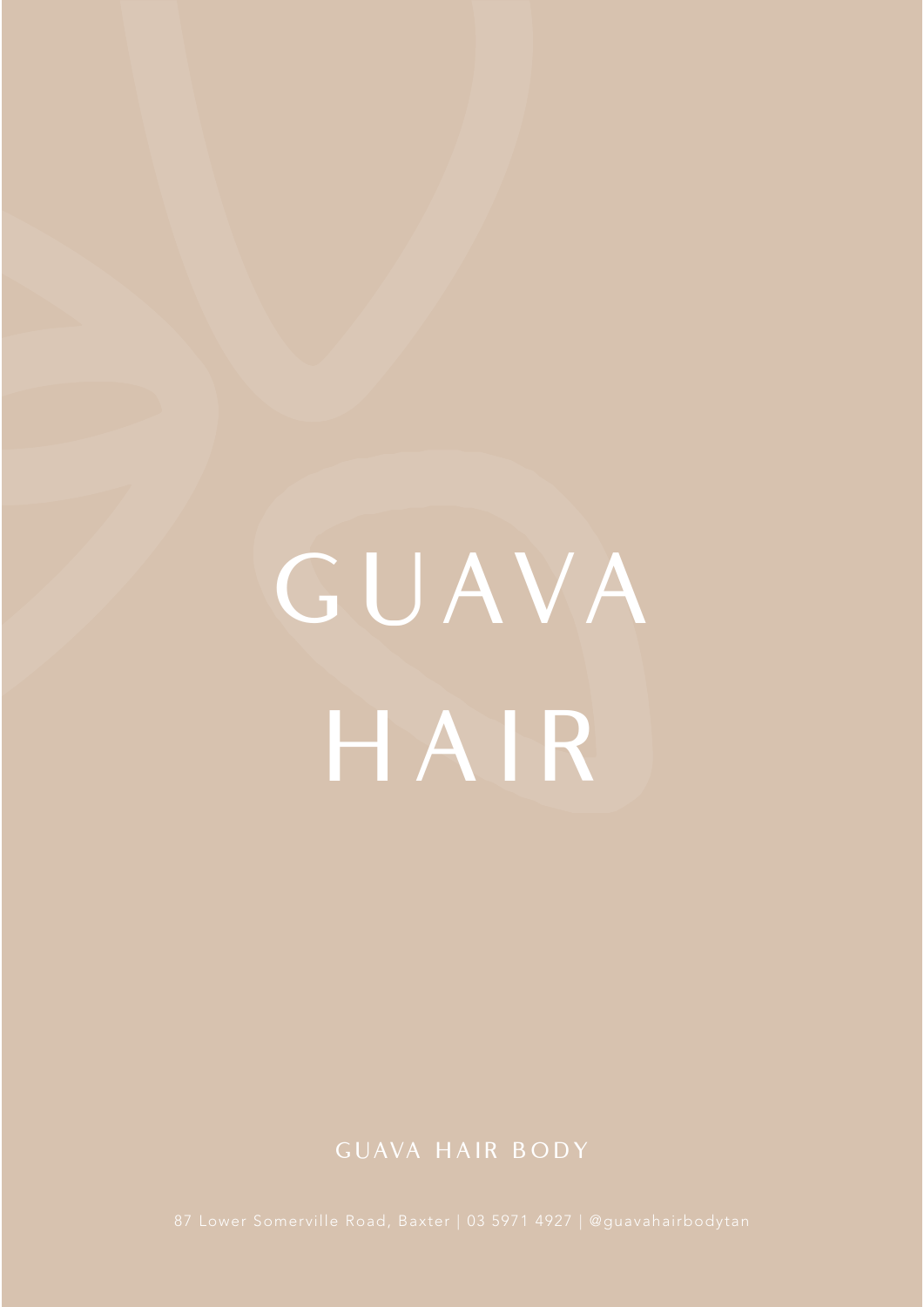# GUAVA HAIR

GUAVA HAIR BODY

87 Lower Somerville Road, Baxter | 03 5971 4927 | @guavahairbodytan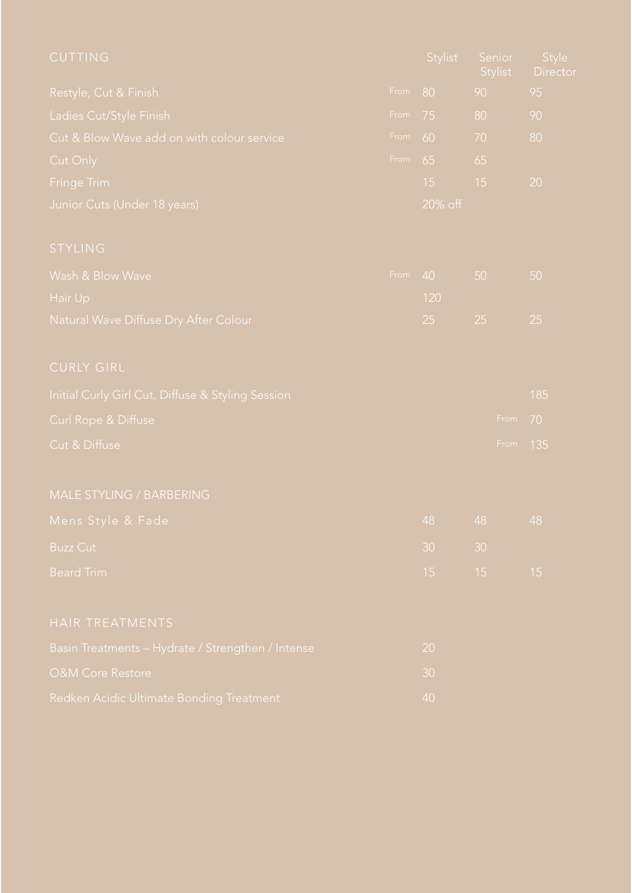## CUTTING

| Service | | Stylist | Senior Stylist | Style Director |
|---|---|---|---|---|
| Restyle, Cut & Finish | From | 80 | 90 | 95 |
| Ladies Cut/Style Finish | From | 75 | 80 | 90 |
| Cut & Blow Wave add on with colour service | From | 60 | 70 | 80 |
| Cut Only | From | 65 | 65 | |
| Fringe Trim | | 15 | 15 | 20 |
| Junior Cuts (Under 18 years) | | 20% off | | |

## STYLING

| Service | | Stylist | Senior Stylist | Style Director |
|---|---|---|---|---|
| Wash & Blow Wave | From | 40 | 50 | 50 |
| Hair Up | | 120 | | |
| Natural Wave Diffuse Dry After Colour | | 25 | 25 | 25 |

## CURLY GIRL

| Service | Stylist | Senior Stylist | Style Director |
|---|---|---|---|
| Initial Curly Girl Cut, Diffuse & Styling Session | | | 185 |
| Curl Rope & Diffuse | | | From 70 |
| Cut & Diffuse | | | From 135 |

## MALE STYLING / BARBERING

| Service | Stylist | Senior Stylist | Style Director |
|---|---|---|---|
| Mens Style & Fade | 48 | 48 | 48 |
| Buzz Cut | 30 | 30 | |
| Beard Trim | 15 | 15 | 15 |

## HAIR TREATMENTS

| Service | Price |
|---|---|
| Basin Treatments – Hydrate / Strengthen / Intense | 20 |
| O&M Core Restore | 30 |
| Redken Acidic Ultimate Bonding Treatment | 40 |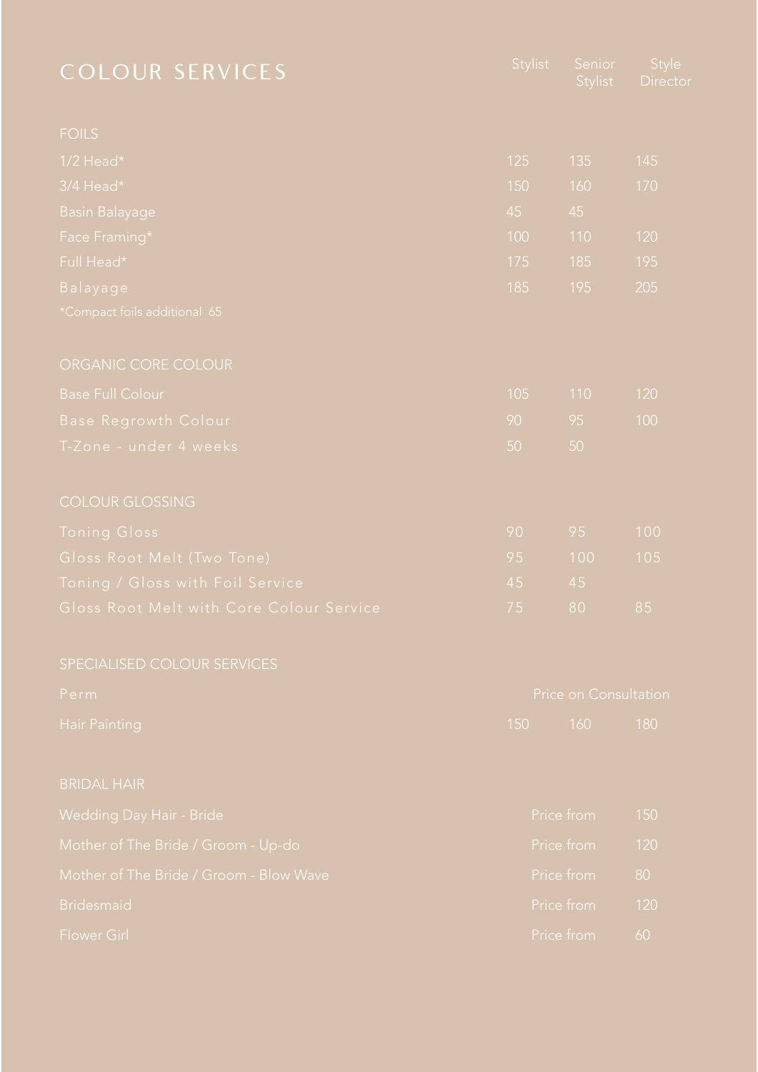# COLOUR SERVICES

| | Stylist | Senior Stylist | Style Director |
|---|---|---|---|
| **FOILS** | | | |
| 1/2 Head* | 125 | 135 | 145 |
| 3/4 Head* | 150 | 160 | 170 |
| Basin Balayage | 45 | 45 | |
| Face Framing* | 100 | 110 | 120 |
| Full Head* | 175 | 185 | 195 |
| Balayage | 185 | 195 | 205 |
| *Compact foils additional 65 | | | |
| **ORGANIC CORE COLOUR** | | | |
| Base Full Colour | 105 | 110 | 120 |
| Base Regrowth Colour | 90 | 95 | 100 |
| T-Zone - under 4 weeks | 50 | 50 | |
| **COLOUR GLOSSING** | | | |
| Toning Gloss | 90 | 95 | 100 |
| Gloss Root Melt (Two Tone) | 95 | 100 | 105 |
| Toning / Gloss with Foil Service | 45 | 45 | |
| Gloss Root Melt with Core Colour Service | 75 | 80 | 85 |
| **SPECIALISED COLOUR SERVICES** | | | |
| Perm | Price on Consultation | | |
| Hair Painting | 150 | 160 | 180 |
| **BRIDAL HAIR** | | | |
| Wedding Day Hair - Bride | Price from | | 150 |
| Mother of The Bride / Groom - Up-do | Price from | | 120 |
| Mother of The Bride / Groom - Blow Wave | Price from | | 80 |
| Bridesmaid | Price from | | 120 |
| Flower Girl | Price from | | 60 |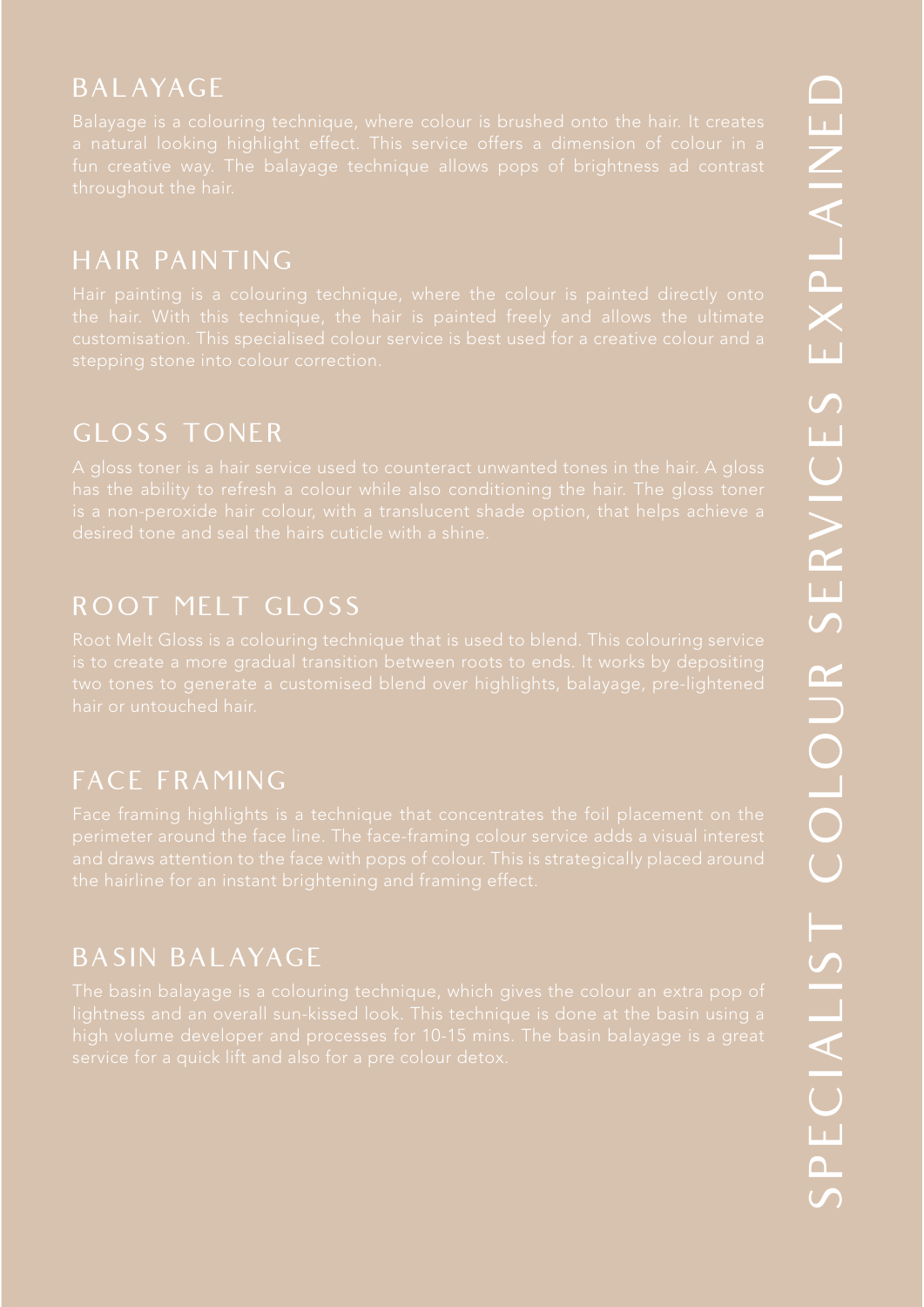# SPECIALIST COLOUR SERVICES EXPLAINED

## BALAYAGE

Balayage is a colouring technique, where colour is brushed onto the hair. It creates a natural looking highlight effect. This service offers a dimension of colour in a fun creative way. The balayage technique allows pops of brightness ad contrast throughout the hair.

## HAIR PAINTING

Hair painting is a colouring technique, where the colour is painted directly onto the hair. With this technique, the hair is painted freely and allows the ultimate customisation. This specialised colour service is best used for a creative colour and a stepping stone into colour correction.

## GLOSS TONER

A gloss toner is a hair service used to counteract unwanted tones in the hair. A gloss has the ability to refresh a colour while also conditioning the hair. The gloss toner is a non-peroxide hair colour, with a translucent shade option, that helps achieve a desired tone and seal the hairs cuticle with a shine.

## ROOT MELT GLOSS

Root Melt Gloss is a colouring technique that is used to blend. This colouring service is to create a more gradual transition between roots to ends. It works by depositing two tones to generate a customised blend over highlights, balayage, pre-lightened hair or untouched hair.

## FACE FRAMING

Face framing highlights is a technique that concentrates the foil placement on the perimeter around the face line. The face-framing colour service adds a visual interest and draws attention to the face with pops of colour. This is strategically placed around the hairline for an instant brightening and framing effect.

## BASIN BALAYAGE

The basin balayage is a colouring technique, which gives the colour an extra pop of lightness and an overall sun-kissed look. This technique is done at the basin using a high volume developer and processes for 10-15 mins. The basin balayage is a great service for a quick lift and also for a pre colour detox.